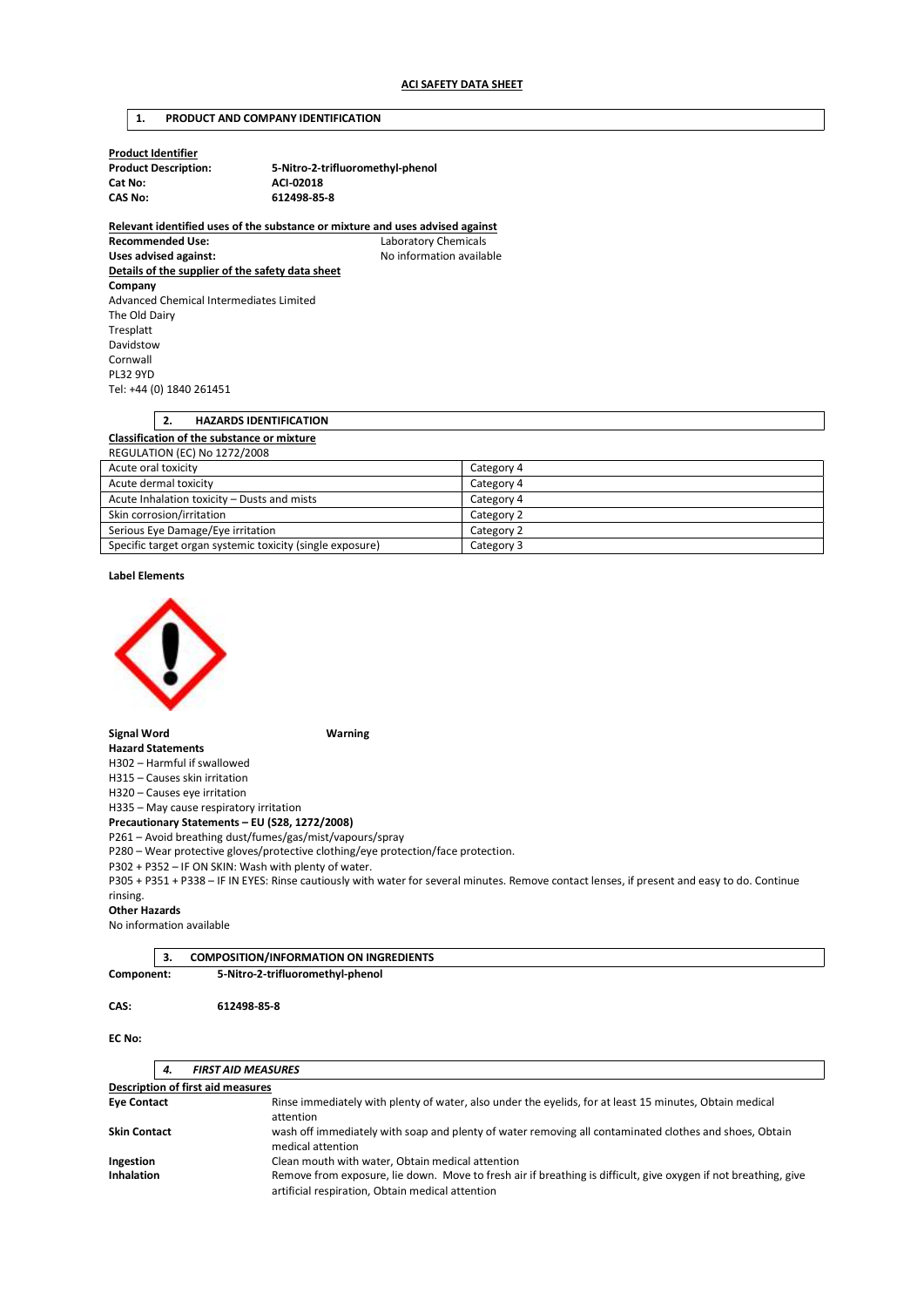# ACI SAFETY DATA SHEET

## 1. PRODUCT AND COMPANY IDENTIFICATION

**Product Identifier**

**Product Description:** **5-Nitro-2-trifluoromethyl-phenol**
**Cat No:** **ACI-02018**
**CAS No:** **612498-85-8**

**Relevant identified uses of the substance or mixture and uses advised against**

**Recommended Use:** Laboratory Chemicals
**Uses advised against:** No information available

**Details of the supplier of the safety data sheet**

**Company**
Advanced Chemical Intermediates Limited
The Old Dairy
Tresplatt
Davidstow
Cornwall
PL32 9YD
Tel: +44 (0) 1840 261451

## 2. HAZARDS IDENTIFICATION

**Classification of the substance or mixture**

REGULATION (EC) No 1272/2008

| | |
|---|---|
| Acute oral toxicity | Category 4 |
| Acute dermal toxicity | Category 4 |
| Acute Inhalation toxicity – Dusts and mists | Category 4 |
| Skin corrosion/irritation | Category 2 |
| Serious Eye Damage/Eye irritation | Category 2 |
| Specific target organ systemic toxicity (single exposure) | Category 3 |

**Label Elements**

**Signal Word** **Warning**

**Hazard Statements**

H302 – Harmful if swallowed
H315 – Causes skin irritation
H320 – Causes eye irritation
H335 – May cause respiratory irritation

**Precautionary Statements – EU (S28, 1272/2008)**

P261 – Avoid breathing dust/fumes/gas/mist/vapours/spray
P280 – Wear protective gloves/protective clothing/eye protection/face protection.
P302 + P352 – IF ON SKIN: Wash with plenty of water.
P305 + P351 + P338 – IF IN EYES: Rinse cautiously with water for several minutes. Remove contact lenses, if present and easy to do. Continue rinsing.

**Other Hazards**

No information available

## 3. COMPOSITION/INFORMATION ON INGREDIENTS

**Component:** **5-Nitro-2-trifluoromethyl-phenol**

**CAS:** **612498-85-8**

**EC No:**

## 4. *FIRST AID MEASURES*

**Description of first aid measures**

| | |
|---|---|
| **Eye Contact** | Rinse immediately with plenty of water, also under the eyelids, for at least 15 minutes, Obtain medical attention |
| **Skin Contact** | wash off immediately with soap and plenty of water removing all contaminated clothes and shoes, Obtain medical attention |
| **Ingestion** | Clean mouth with water, Obtain medical attention |
| **Inhalation** | Remove from exposure, lie down. Move to fresh air if breathing is difficult, give oxygen if not breathing, give artificial respiration, Obtain medical attention |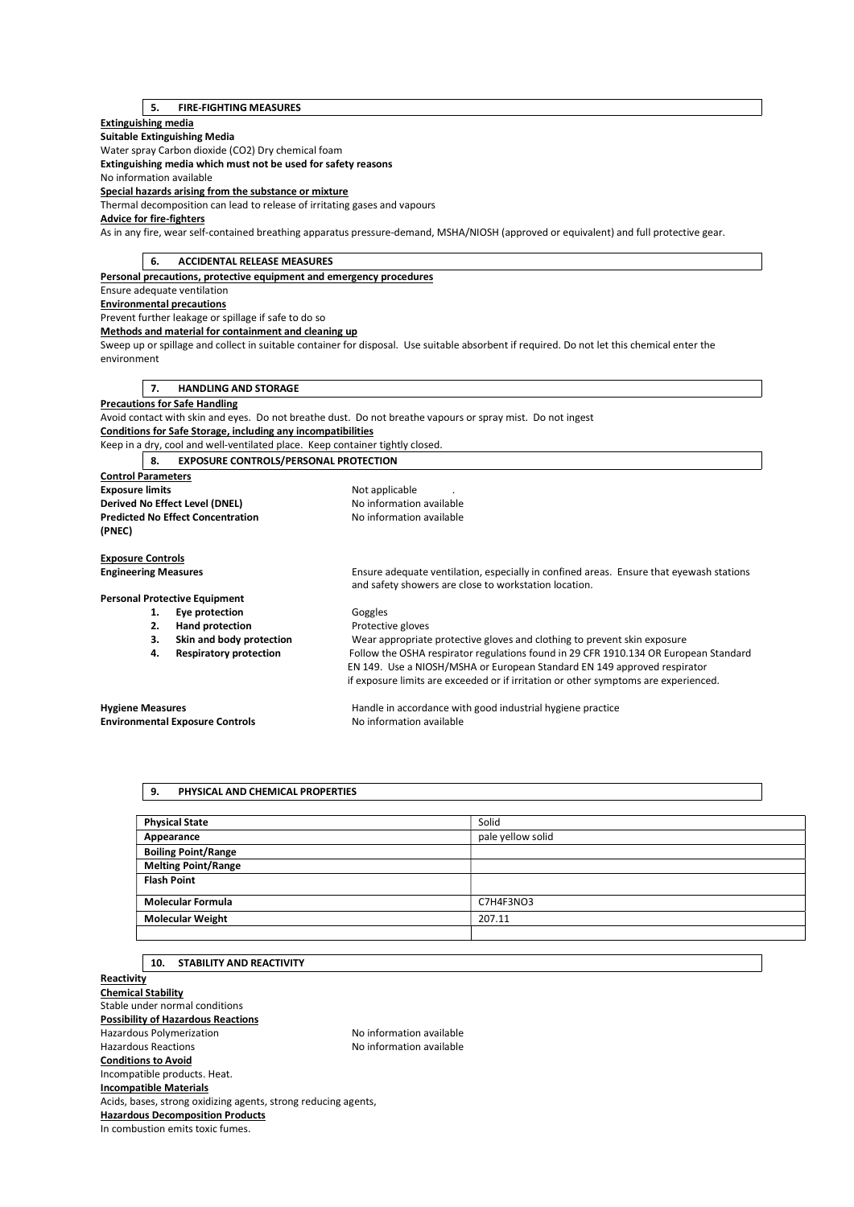## 5. FIRE-FIGHTING MEASURES

**Extinguishing media**

**Suitable Extinguishing Media**

Water spray Carbon dioxide ($CO_2$) Dry chemical foam

**Extinguishing media which must not be used for safety reasons**

No information available

**Special hazards arising from the substance or mixture**

Thermal decomposition can lead to release of irritating gases and vapours

**Advice for fire-fighters**

As in any fire, wear self-contained breathing apparatus pressure-demand, MSHA/NIOSH (approved or equivalent) and full protective gear.

## 6. ACCIDENTAL RELEASE MEASURES

**Personal precautions, protective equipment and emergency procedures**

Ensure adequate ventilation

**Environmental precautions**

Prevent further leakage or spillage if safe to do so

**Methods and material for containment and cleaning up**

Sweep up or spillage and collect in suitable container for disposal. Use suitable absorbent if required. Do not let this chemical enter the environment

## 7. HANDLING AND STORAGE

**Precautions for Safe Handling**

Avoid contact with skin and eyes. Do not breathe dust. Do not breathe vapours or spray mist. Do not ingest

**Conditions for Safe Storage, including any incompatibilities**

Keep in a dry, cool and well-ventilated place. Keep container tightly closed.

## 8. EXPOSURE CONTROLS/PERSONAL PROTECTION

**Control Parameters**

**Exposure limits** Not applicable .

**Derived No Effect Level (DNEL)** No information available

**Predicted No Effect Concentration (PNEC)** No information available

**Exposure Controls**

**Engineering Measures** Ensure adequate ventilation, especially in confined areas. Ensure that eyewash stations and safety showers are close to workstation location.

**Personal Protective Equipment**

1. **Eye protection** Goggles
2. **Hand protection** Protective gloves
3. **Skin and body protection** Wear appropriate protective gloves and clothing to prevent skin exposure
4. **Respiratory protection** Follow the OSHA respirator regulations found in 29 CFR 1910.134 OR European Standard EN 149. Use a NIOSH/MSHA or European Standard EN 149 approved respirator if exposure limits are exceeded or if irritation or other symptoms are experienced.

**Hygiene Measures** Handle in accordance with good industrial hygiene practice

**Environmental Exposure Controls** No information available

## 9. PHYSICAL AND CHEMICAL PROPERTIES

| | |
|---|---|
| **Physical State** | Solid |
| **Appearance** | pale yellow solid |
| **Boiling Point/Range** | |
| **Melting Point/Range** | |
| **Flash Point** | |
| **Molecular Formula** | $C_7H_4F_3NO_3$ |
| **Molecular Weight** | 207.11 |
| | |

## 10. STABILITY AND REACTIVITY

**Reactivity**

**Chemical Stability**

Stable under normal conditions

**Possibility of Hazardous Reactions**

Hazardous Polymerization No information available

Hazardous Reactions No information available

**Conditions to Avoid**

Incompatible products. Heat.

**Incompatible Materials**

Acids, bases, strong oxidizing agents, strong reducing agents,

**Hazardous Decomposition Products**

In combustion emits toxic fumes.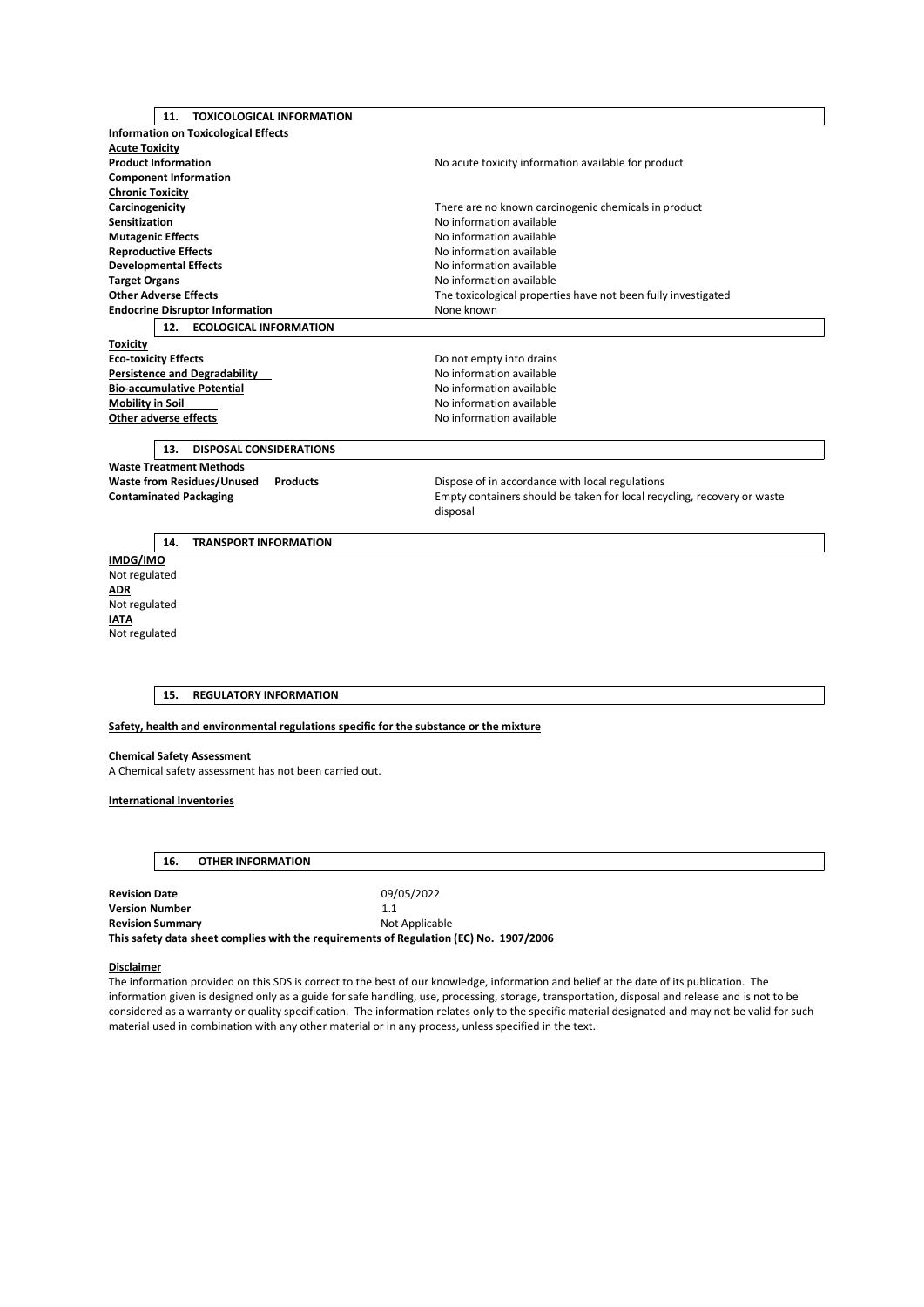## 11. TOXICOLOGICAL INFORMATION

**Information on Toxicological Effects**

**Acute Toxicity**

| | |
|---|---|
| **Product Information** | No acute toxicity information available for product |
| **Component Information** | |

**Chronic Toxicity**

| | |
|---|---|
| **Carcinogenicity** | There are no known carcinogenic chemicals in product |
| **Sensitization** | No information available |
| **Mutagenic Effects** | No information available |
| **Reproductive Effects** | No information available |
| **Developmental Effects** | No information available |
| **Target Organs** | No information available |
| **Other Adverse Effects** | The toxicological properties have not been fully investigated |
| **Endocrine Disruptor Information** | None known |

## 12. ECOLOGICAL INFORMATION

**Toxicity**

| | |
|---|---|
| **Eco-toxicity Effects** | Do not empty into drains |
| **Persistence and Degradability** | No information available |
| **Bio-accumulative Potential** | No information available |
| **Mobility in Soil** | No information available |
| **Other adverse effects** | No information available |

## 13. DISPOSAL CONSIDERATIONS

**Waste Treatment Methods**

| | |
|---|---|
| **Waste from Residues/Unused Products** | Dispose of in accordance with local regulations |
| **Contaminated Packaging** | Empty containers should be taken for local recycling, recovery or waste disposal |

## 14. TRANSPORT INFORMATION

**IMDG/IMO**

Not regulated

**ADR**

Not regulated

**IATA**

Not regulated

## 15. REGULATORY INFORMATION

**Safety, health and environmental regulations specific for the substance or the mixture**

**Chemical Safety Assessment**

A Chemical safety assessment has not been carried out.

**International Inventories**

## 16. OTHER INFORMATION

| | |
|---|---|
| **Revision Date** | 09/05/2022 |
| **Version Number** | 1.1 |
| **Revision Summary** | Not Applicable |

**This safety data sheet complies with the requirements of Regulation (EC) No. 1907/2006**

**Disclaimer**

The information provided on this SDS is correct to the best of our knowledge, information and belief at the date of its publication. The information given is designed only as a guide for safe handling, use, processing, storage, transportation, disposal and release and is not to be considered as a warranty or quality specification. The information relates only to the specific material designated and may not be valid for such material used in combination with any other material or in any process, unless specified in the text.